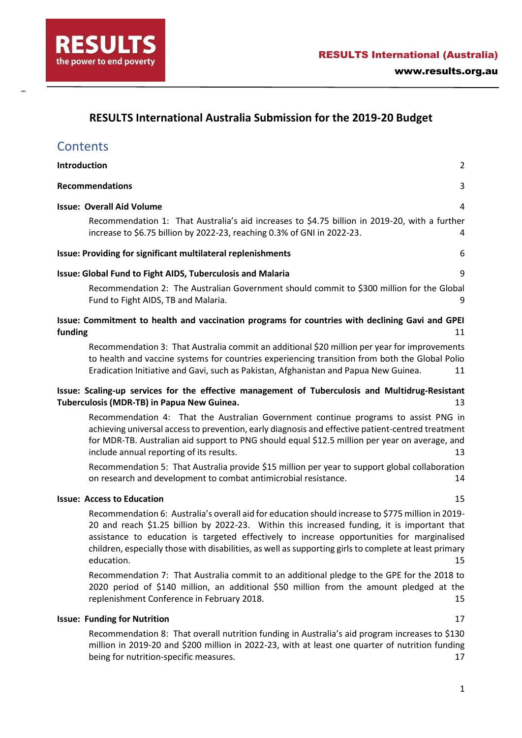**RESULTS**
the power to end poverty

**RESULTS International (Australia)**
**www.results.org.au**

# RESULTS International Australia Submission for the 2019-20 Budget

## Contents

**Introduction** 2

**Recommendations** 3

**Issue: Overall Aid Volume** 4

Recommendation 1: That Australia's aid increases to $4.75 billion in 2019-20, with a further increase to $6.75 billion by 2022-23, reaching 0.3% of GNI in 2022-23. 4

**Issue: Providing for significant multilateral replenishments** 6

**Issue: Global Fund to Fight AIDS, Tuberculosis and Malaria** 9

Recommendation 2: The Australian Government should commit to $300 million for the Global Fund to Fight AIDS, TB and Malaria. 9

**Issue: Commitment to health and vaccination programs for countries with declining Gavi and GPEI funding** 11

Recommendation 3: That Australia commit an additional $20 million per year for improvements to health and vaccine systems for countries experiencing transition from both the Global Polio Eradication Initiative and Gavi, such as Pakistan, Afghanistan and Papua New Guinea. 11

**Issue: Scaling-up services for the effective management of Tuberculosis and Multidrug-Resistant Tuberculosis (MDR-TB) in Papua New Guinea.** 13

Recommendation 4: That the Australian Government continue programs to assist PNG in achieving universal access to prevention, early diagnosis and effective patient-centred treatment for MDR-TB. Australian aid support to PNG should equal $12.5 million per year on average, and include annual reporting of its results. 13

Recommendation 5: That Australia provide $15 million per year to support global collaboration on research and development to combat antimicrobial resistance. 14

**Issue: Access to Education** 15

Recommendation 6: Australia's overall aid for education should increase to $775 million in 2019-20 and reach $1.25 billion by 2022-23. Within this increased funding, it is important that assistance to education is targeted effectively to increase opportunities for marginalised children, especially those with disabilities, as well as supporting girls to complete at least primary education. 15

Recommendation 7: That Australia commit to an additional pledge to the GPE for the 2018 to 2020 period of $140 million, an additional $50 million from the amount pledged at the replenishment Conference in February 2018. 15

**Issue: Funding for Nutrition** 17

Recommendation 8: That overall nutrition funding in Australia's aid program increases to $130 million in 2019-20 and $200 million in 2022-23, with at least one quarter of nutrition funding being for nutrition-specific measures. 17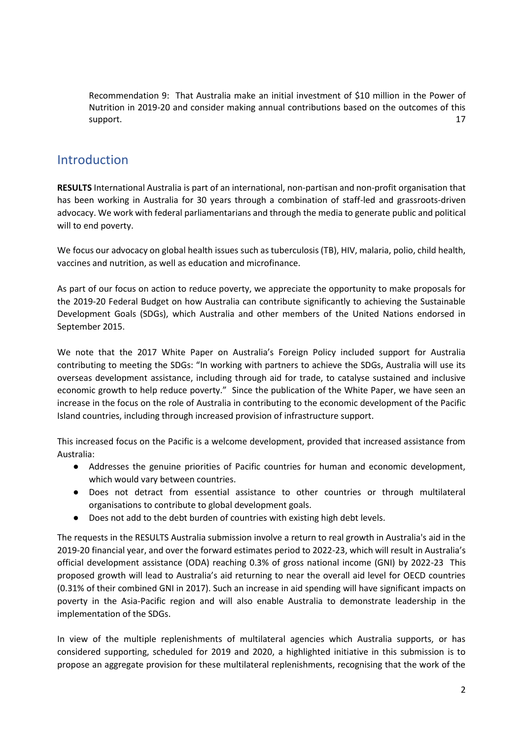Recommendation 9: That Australia make an initial investment of $10 million in the Power of Nutrition in 2019-20 and consider making annual contributions based on the outcomes of this support. 17

## Introduction

**RESULTS** International Australia is part of an international, non-partisan and non-profit organisation that has been working in Australia for 30 years through a combination of staff-led and grassroots-driven advocacy. We work with federal parliamentarians and through the media to generate public and political will to end poverty.

We focus our advocacy on global health issues such as tuberculosis (TB), HIV, malaria, polio, child health, vaccines and nutrition, as well as education and microfinance.

As part of our focus on action to reduce poverty, we appreciate the opportunity to make proposals for the 2019-20 Federal Budget on how Australia can contribute significantly to achieving the Sustainable Development Goals (SDGs), which Australia and other members of the United Nations endorsed in September 2015.

We note that the 2017 White Paper on Australia's Foreign Policy included support for Australia contributing to meeting the SDGs: "In working with partners to achieve the SDGs, Australia will use its overseas development assistance, including through aid for trade, to catalyse sustained and inclusive economic growth to help reduce poverty." Since the publication of the White Paper, we have seen an increase in the focus on the role of Australia in contributing to the economic development of the Pacific Island countries, including through increased provision of infrastructure support.

This increased focus on the Pacific is a welcome development, provided that increased assistance from Australia:

- Addresses the genuine priorities of Pacific countries for human and economic development, which would vary between countries.
- Does not detract from essential assistance to other countries or through multilateral organisations to contribute to global development goals.
- Does not add to the debt burden of countries with existing high debt levels.

The requests in the RESULTS Australia submission involve a return to real growth in Australia's aid in the 2019-20 financial year, and over the forward estimates period to 2022-23, which will result in Australia's official development assistance (ODA) reaching 0.3% of gross national income (GNI) by 2022-23 This proposed growth will lead to Australia's aid returning to near the overall aid level for OECD countries (0.31% of their combined GNI in 2017). Such an increase in aid spending will have significant impacts on poverty in the Asia-Pacific region and will also enable Australia to demonstrate leadership in the implementation of the SDGs.

In view of the multiple replenishments of multilateral agencies which Australia supports, or has considered supporting, scheduled for 2019 and 2020, a highlighted initiative in this submission is to propose an aggregate provision for these multilateral replenishments, recognising that the work of the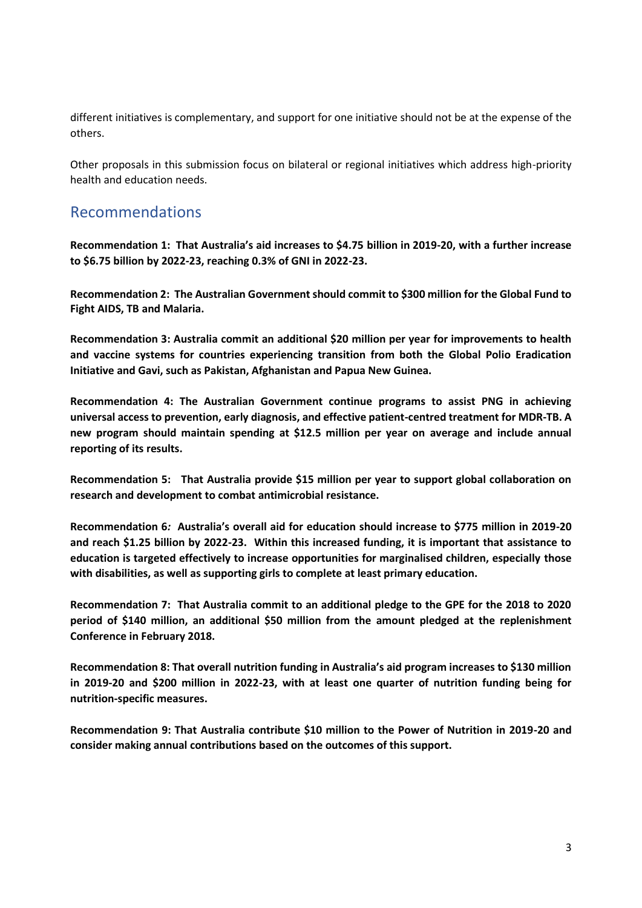different initiatives is complementary, and support for one initiative should not be at the expense of the others.

Other proposals in this submission focus on bilateral or regional initiatives which address high-priority health and education needs.

## Recommendations

**Recommendation 1: That Australia's aid increases to $4.75 billion in 2019-20, with a further increase to $6.75 billion by 2022-23, reaching 0.3% of GNI in 2022-23.**

**Recommendation 2: The Australian Government should commit to $300 million for the Global Fund to Fight AIDS, TB and Malaria.**

**Recommendation 3: Australia commit an additional $20 million per year for improvements to health and vaccine systems for countries experiencing transition from both the Global Polio Eradication Initiative and Gavi, such as Pakistan, Afghanistan and Papua New Guinea.**

**Recommendation 4: The Australian Government continue programs to assist PNG in achieving universal access to prevention, early diagnosis, and effective patient-centred treatment for MDR-TB. A new program should maintain spending at $12.5 million per year on average and include annual reporting of its results.**

**Recommendation 5: That Australia provide $15 million per year to support global collaboration on research and development to combat antimicrobial resistance.**

**Recommendation 6*:* Australia's overall aid for education should increase to $775 million in 2019-20 and reach $1.25 billion by 2022-23. Within this increased funding, it is important that assistance to education is targeted effectively to increase opportunities for marginalised children, especially those with disabilities, as well as supporting girls to complete at least primary education.**

**Recommendation 7: That Australia commit to an additional pledge to the GPE for the 2018 to 2020 period of $140 million, an additional $50 million from the amount pledged at the replenishment Conference in February 2018.**

**Recommendation 8: That overall nutrition funding in Australia's aid program increases to $130 million in 2019-20 and $200 million in 2022-23, with at least one quarter of nutrition funding being for nutrition-specific measures.**

**Recommendation 9: That Australia contribute $10 million to the Power of Nutrition in 2019-20 and consider making annual contributions based on the outcomes of this support.**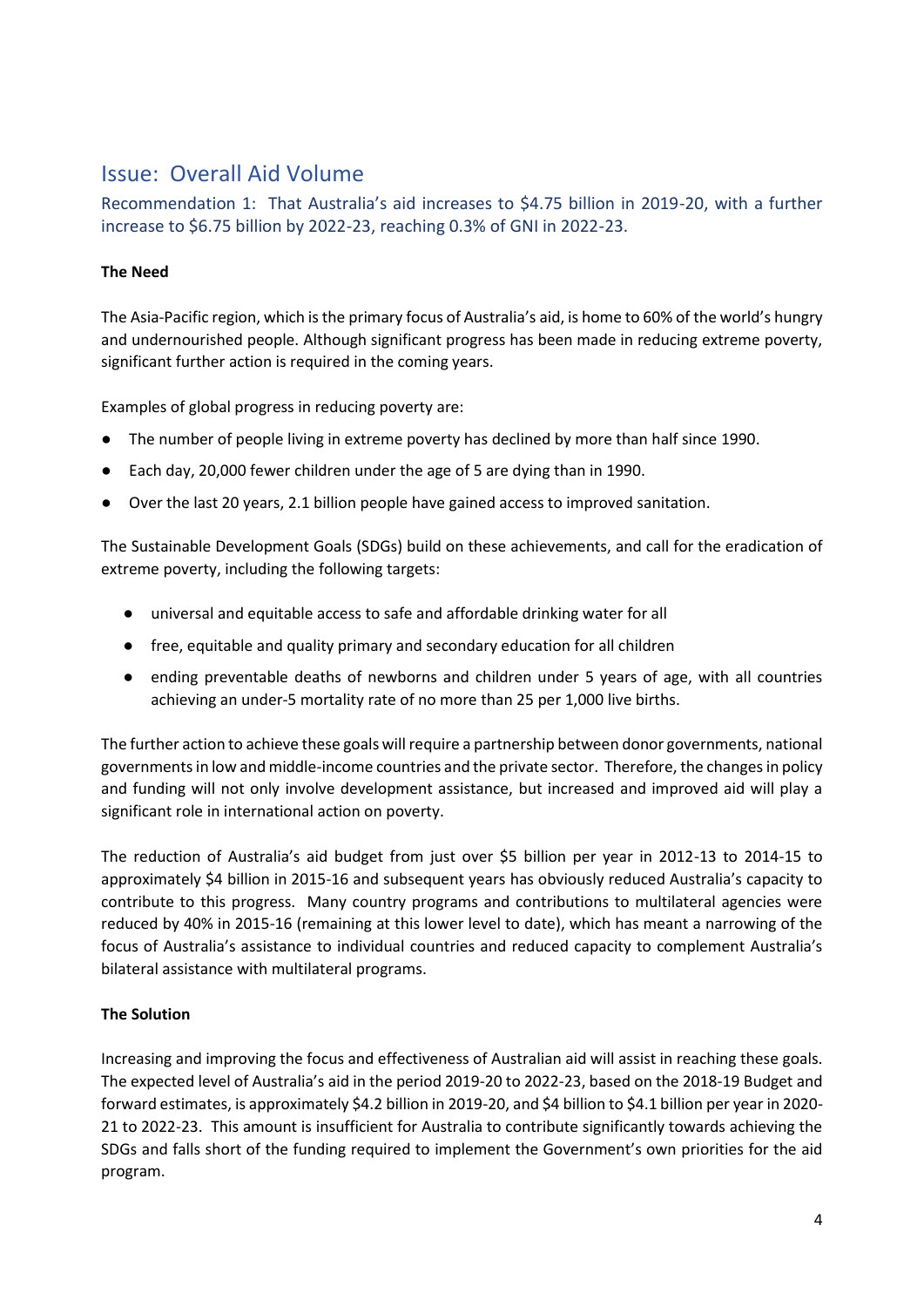## Issue: Overall Aid Volume

### Recommendation 1: That Australia's aid increases to $4.75 billion in 2019-20, with a further increase to $6.75 billion by 2022-23, reaching 0.3% of GNI in 2022-23.

**The Need**

The Asia-Pacific region, which is the primary focus of Australia's aid, is home to 60% of the world's hungry and undernourished people. Although significant progress has been made in reducing extreme poverty, significant further action is required in the coming years.

Examples of global progress in reducing poverty are:

- The number of people living in extreme poverty has declined by more than half since 1990.
- Each day, 20,000 fewer children under the age of 5 are dying than in 1990.
- Over the last 20 years, 2.1 billion people have gained access to improved sanitation.

The Sustainable Development Goals (SDGs) build on these achievements, and call for the eradication of extreme poverty, including the following targets:

- universal and equitable access to safe and affordable drinking water for all
- free, equitable and quality primary and secondary education for all children
- ending preventable deaths of newborns and children under 5 years of age, with all countries achieving an under-5 mortality rate of no more than 25 per 1,000 live births.

The further action to achieve these goals will require a partnership between donor governments, national governments in low and middle-income countries and the private sector. Therefore, the changes in policy and funding will not only involve development assistance, but increased and improved aid will play a significant role in international action on poverty.

The reduction of Australia's aid budget from just over $5 billion per year in 2012-13 to 2014-15 to approximately $4 billion in 2015-16 and subsequent years has obviously reduced Australia's capacity to contribute to this progress. Many country programs and contributions to multilateral agencies were reduced by 40% in 2015-16 (remaining at this lower level to date), which has meant a narrowing of the focus of Australia's assistance to individual countries and reduced capacity to complement Australia's bilateral assistance with multilateral programs.

**The Solution**

Increasing and improving the focus and effectiveness of Australian aid will assist in reaching these goals. The expected level of Australia's aid in the period 2019-20 to 2022-23, based on the 2018-19 Budget and forward estimates, is approximately $4.2 billion in 2019-20, and $4 billion to $4.1 billion per year in 2020-21 to 2022-23. This amount is insufficient for Australia to contribute significantly towards achieving the SDGs and falls short of the funding required to implement the Government's own priorities for the aid program.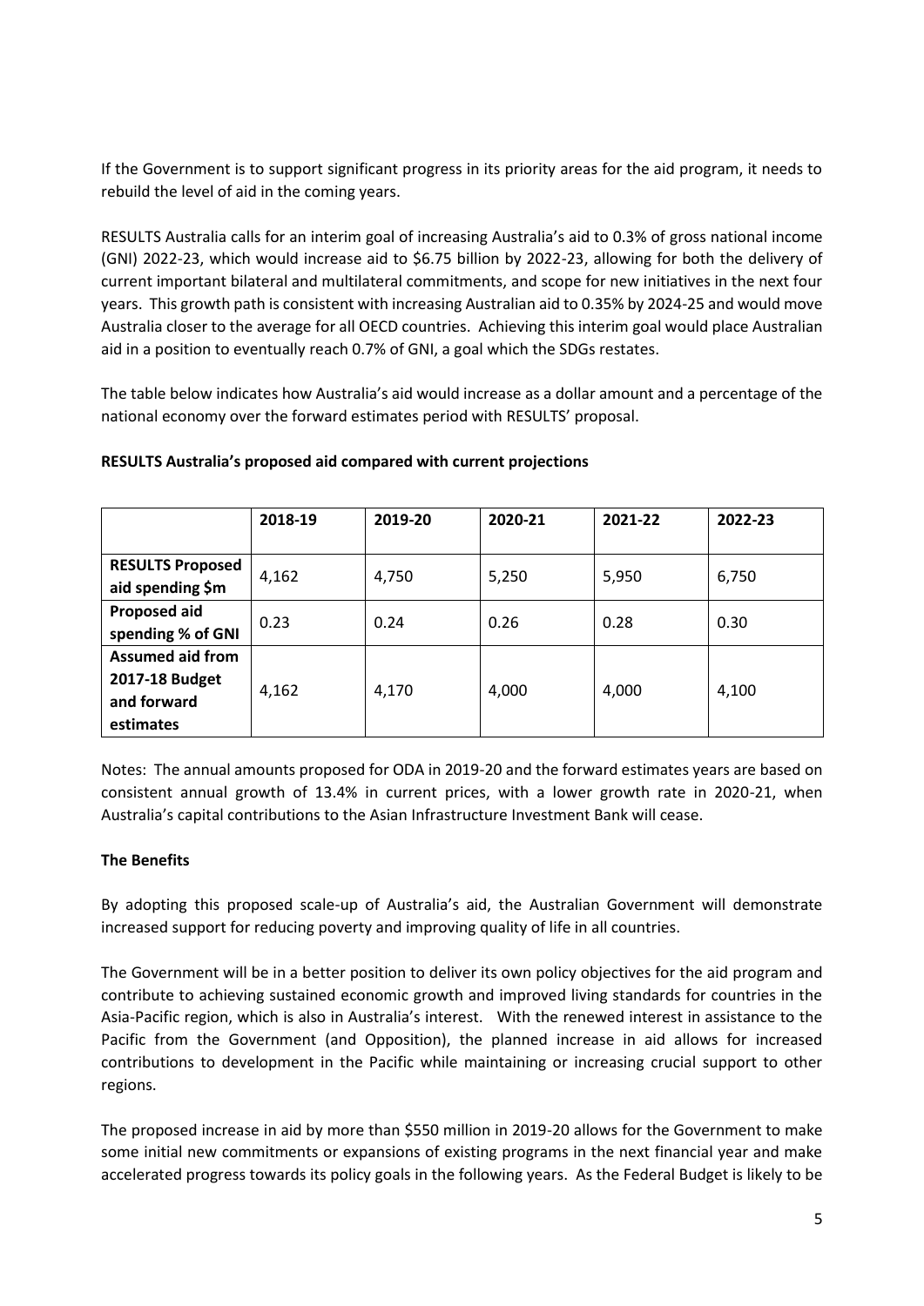If the Government is to support significant progress in its priority areas for the aid program, it needs to rebuild the level of aid in the coming years.

RESULTS Australia calls for an interim goal of increasing Australia's aid to 0.3% of gross national income (GNI) 2022-23, which would increase aid to $6.75 billion by 2022-23, allowing for both the delivery of current important bilateral and multilateral commitments, and scope for new initiatives in the next four years. This growth path is consistent with increasing Australian aid to 0.35% by 2024-25 and would move Australia closer to the average for all OECD countries. Achieving this interim goal would place Australian aid in a position to eventually reach 0.7% of GNI, a goal which the SDGs restates.

The table below indicates how Australia's aid would increase as a dollar amount and a percentage of the national economy over the forward estimates period with RESULTS' proposal.

**RESULTS Australia's proposed aid compared with current projections**

| | **2018-19** | **2019-20** | **2020-21** | **2021-22** | **2022-23** |
|---|---|---|---|---|---|
| **RESULTS Proposed aid spending $m** | 4,162 | 4,750 | 5,250 | 5,950 | 6,750 |
| **Proposed aid spending % of GNI** | 0.23 | 0.24 | 0.26 | 0.28 | 0.30 |
| **Assumed aid from 2017-18 Budget and forward estimates** | 4,162 | 4,170 | 4,000 | 4,000 | 4,100 |

Notes: The annual amounts proposed for ODA in 2019-20 and the forward estimates years are based on consistent annual growth of 13.4% in current prices, with a lower growth rate in 2020-21, when Australia's capital contributions to the Asian Infrastructure Investment Bank will cease.

**The Benefits**

By adopting this proposed scale-up of Australia's aid, the Australian Government will demonstrate increased support for reducing poverty and improving quality of life in all countries.

The Government will be in a better position to deliver its own policy objectives for the aid program and contribute to achieving sustained economic growth and improved living standards for countries in the Asia-Pacific region, which is also in Australia's interest. With the renewed interest in assistance to the Pacific from the Government (and Opposition), the planned increase in aid allows for increased contributions to development in the Pacific while maintaining or increasing crucial support to other regions.

The proposed increase in aid by more than $550 million in 2019-20 allows for the Government to make some initial new commitments or expansions of existing programs in the next financial year and make accelerated progress towards its policy goals in the following years. As the Federal Budget is likely to be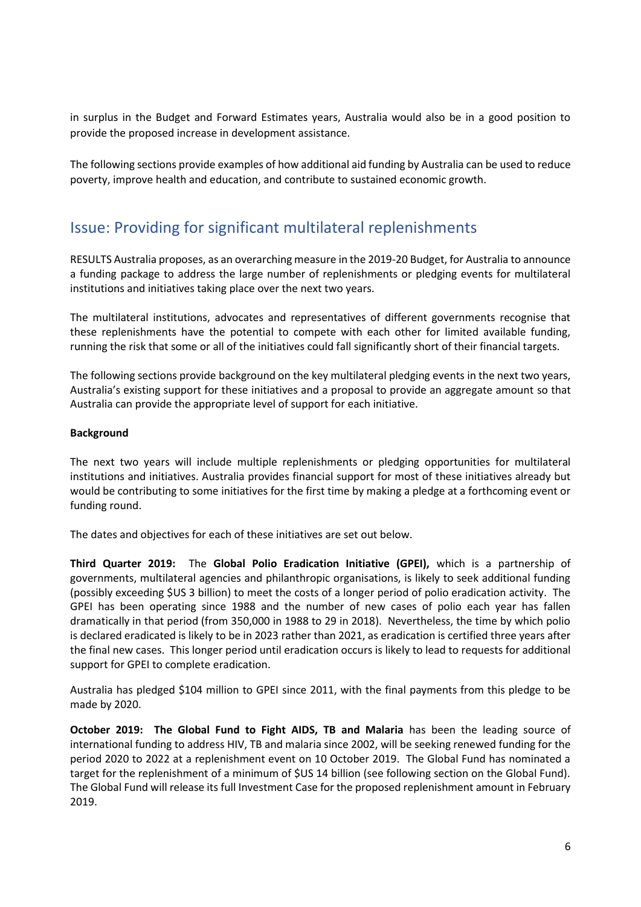in surplus in the Budget and Forward Estimates years, Australia would also be in a good position to provide the proposed increase in development assistance.

The following sections provide examples of how additional aid funding by Australia can be used to reduce poverty, improve health and education, and contribute to sustained economic growth.

## Issue: Providing for significant multilateral replenishments

RESULTS Australia proposes, as an overarching measure in the 2019-20 Budget, for Australia to announce a funding package to address the large number of replenishments or pledging events for multilateral institutions and initiatives taking place over the next two years.

The multilateral institutions, advocates and representatives of different governments recognise that these replenishments have the potential to compete with each other for limited available funding, running the risk that some or all of the initiatives could fall significantly short of their financial targets.

The following sections provide background on the key multilateral pledging events in the next two years, Australia's existing support for these initiatives and a proposal to provide an aggregate amount so that Australia can provide the appropriate level of support for each initiative.

**Background**

The next two years will include multiple replenishments or pledging opportunities for multilateral institutions and initiatives. Australia provides financial support for most of these initiatives already but would be contributing to some initiatives for the first time by making a pledge at a forthcoming event or funding round.

The dates and objectives for each of these initiatives are set out below.

**Third Quarter 2019:** The **Global Polio Eradication Initiative (GPEI),** which is a partnership of governments, multilateral agencies and philanthropic organisations, is likely to seek additional funding (possibly exceeding $US 3 billion) to meet the costs of a longer period of polio eradication activity. The GPEI has been operating since 1988 and the number of new cases of polio each year has fallen dramatically in that period (from 350,000 in 1988 to 29 in 2018). Nevertheless, the time by which polio is declared eradicated is likely to be in 2023 rather than 2021, as eradication is certified three years after the final new cases. This longer period until eradication occurs is likely to lead to requests for additional support for GPEI to complete eradication.

Australia has pledged $104 million to GPEI since 2011, with the final payments from this pledge to be made by 2020.

**October 2019: The Global Fund to Fight AIDS, TB and Malaria** has been the leading source of international funding to address HIV, TB and malaria since 2002, will be seeking renewed funding for the period 2020 to 2022 at a replenishment event on 10 October 2019. The Global Fund has nominated a target for the replenishment of a minimum of $US 14 billion (see following section on the Global Fund). The Global Fund will release its full Investment Case for the proposed replenishment amount in February 2019.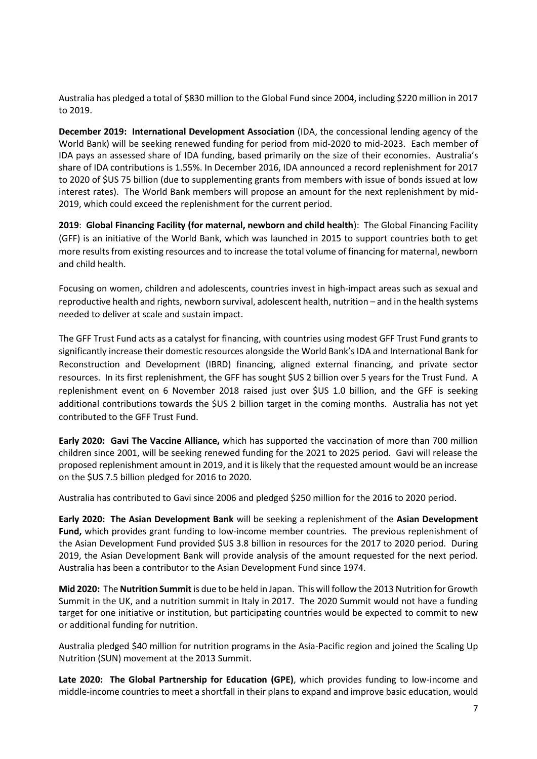Australia has pledged a total of $830 million to the Global Fund since 2004, including $220 million in 2017 to 2019.

**December 2019: International Development Association** (IDA, the concessional lending agency of the World Bank) will be seeking renewed funding for period from mid-2020 to mid-2023. Each member of IDA pays an assessed share of IDA funding, based primarily on the size of their economies. Australia's share of IDA contributions is 1.55%. In December 2016, IDA announced a record replenishment for 2017 to 2020 of $US 75 billion (due to supplementing grants from members with issue of bonds issued at low interest rates). The World Bank members will propose an amount for the next replenishment by mid-2019, which could exceed the replenishment for the current period.

**2019**: **Global Financing Facility (for maternal, newborn and child health**): The Global Financing Facility (GFF) is an initiative of the World Bank, which was launched in 2015 to support countries both to get more results from existing resources and to increase the total volume of financing for maternal, newborn and child health.

Focusing on women, children and adolescents, countries invest in high-impact areas such as sexual and reproductive health and rights, newborn survival, adolescent health, nutrition – and in the health systems needed to deliver at scale and sustain impact.

The GFF Trust Fund acts as a catalyst for financing, with countries using modest GFF Trust Fund grants to significantly increase their domestic resources alongside the World Bank's IDA and International Bank for Reconstruction and Development (IBRD) financing, aligned external financing, and private sector resources. In its first replenishment, the GFF has sought $US 2 billion over 5 years for the Trust Fund. A replenishment event on 6 November 2018 raised just over $US 1.0 billion, and the GFF is seeking additional contributions towards the $US 2 billion target in the coming months. Australia has not yet contributed to the GFF Trust Fund.

**Early 2020: Gavi The Vaccine Alliance,** which has supported the vaccination of more than 700 million children since 2001, will be seeking renewed funding for the 2021 to 2025 period. Gavi will release the proposed replenishment amount in 2019, and it is likely that the requested amount would be an increase on the $US 7.5 billion pledged for 2016 to 2020.

Australia has contributed to Gavi since 2006 and pledged $250 million for the 2016 to 2020 period.

**Early 2020: The Asian Development Bank** will be seeking a replenishment of the **Asian Development Fund,** which provides grant funding to low-income member countries. The previous replenishment of the Asian Development Fund provided $US 3.8 billion in resources for the 2017 to 2020 period. During 2019, the Asian Development Bank will provide analysis of the amount requested for the next period. Australia has been a contributor to the Asian Development Fund since 1974.

**Mid 2020:** The **Nutrition Summit** is due to be held in Japan. This will follow the 2013 Nutrition for Growth Summit in the UK, and a nutrition summit in Italy in 2017. The 2020 Summit would not have a funding target for one initiative or institution, but participating countries would be expected to commit to new or additional funding for nutrition.

Australia pledged $40 million for nutrition programs in the Asia-Pacific region and joined the Scaling Up Nutrition (SUN) movement at the 2013 Summit.

**Late 2020: The Global Partnership for Education (GPE)**, which provides funding to low-income and middle-income countries to meet a shortfall in their plans to expand and improve basic education, would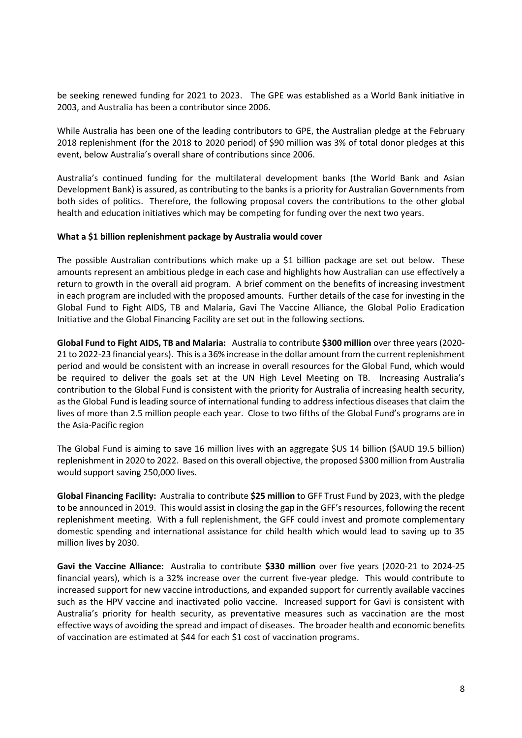be seeking renewed funding for 2021 to 2023. The GPE was established as a World Bank initiative in 2003, and Australia has been a contributor since 2006.

While Australia has been one of the leading contributors to GPE, the Australian pledge at the February 2018 replenishment (for the 2018 to 2020 period) of $90 million was 3% of total donor pledges at this event, below Australia's overall share of contributions since 2006.

Australia's continued funding for the multilateral development banks (the World Bank and Asian Development Bank) is assured, as contributing to the banks is a priority for Australian Governments from both sides of politics. Therefore, the following proposal covers the contributions to the other global health and education initiatives which may be competing for funding over the next two years.

**What a $1 billion replenishment package by Australia would cover**

The possible Australian contributions which make up a $1 billion package are set out below. These amounts represent an ambitious pledge in each case and highlights how Australian can use effectively a return to growth in the overall aid program. A brief comment on the benefits of increasing investment in each program are included with the proposed amounts. Further details of the case for investing in the Global Fund to Fight AIDS, TB and Malaria, Gavi The Vaccine Alliance, the Global Polio Eradication Initiative and the Global Financing Facility are set out in the following sections.

**Global Fund to Fight AIDS, TB and Malaria:** Australia to contribute **$300 million** over three years (2020-21 to 2022-23 financial years). This is a 36% increase in the dollar amount from the current replenishment period and would be consistent with an increase in overall resources for the Global Fund, which would be required to deliver the goals set at the UN High Level Meeting on TB. Increasing Australia's contribution to the Global Fund is consistent with the priority for Australia of increasing health security, as the Global Fund is leading source of international funding to address infectious diseases that claim the lives of more than 2.5 million people each year. Close to two fifths of the Global Fund's programs are in the Asia-Pacific region

The Global Fund is aiming to save 16 million lives with an aggregate $US 14 billion ($AUD 19.5 billion) replenishment in 2020 to 2022. Based on this overall objective, the proposed $300 million from Australia would support saving 250,000 lives.

**Global Financing Facility:** Australia to contribute **$25 million** to GFF Trust Fund by 2023, with the pledge to be announced in 2019. This would assist in closing the gap in the GFF's resources, following the recent replenishment meeting. With a full replenishment, the GFF could invest and promote complementary domestic spending and international assistance for child health which would lead to saving up to 35 million lives by 2030.

**Gavi the Vaccine Alliance:** Australia to contribute **$330 million** over five years (2020-21 to 2024-25 financial years), which is a 32% increase over the current five-year pledge. This would contribute to increased support for new vaccine introductions, and expanded support for currently available vaccines such as the HPV vaccine and inactivated polio vaccine. Increased support for Gavi is consistent with Australia's priority for health security, as preventative measures such as vaccination are the most effective ways of avoiding the spread and impact of diseases. The broader health and economic benefits of vaccination are estimated at $44 for each $1 cost of vaccination programs.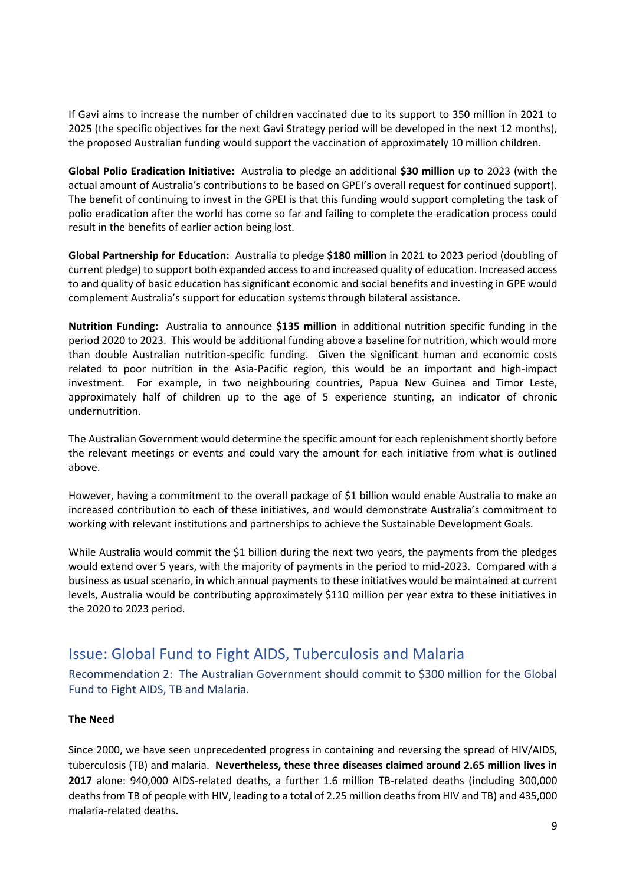If Gavi aims to increase the number of children vaccinated due to its support to 350 million in 2021 to 2025 (the specific objectives for the next Gavi Strategy period will be developed in the next 12 months), the proposed Australian funding would support the vaccination of approximately 10 million children.

**Global Polio Eradication Initiative:** Australia to pledge an additional **$30 million** up to 2023 (with the actual amount of Australia's contributions to be based on GPEI's overall request for continued support). The benefit of continuing to invest in the GPEI is that this funding would support completing the task of polio eradication after the world has come so far and failing to complete the eradication process could result in the benefits of earlier action being lost.

**Global Partnership for Education:** Australia to pledge **$180 million** in 2021 to 2023 period (doubling of current pledge) to support both expanded access to and increased quality of education. Increased access to and quality of basic education has significant economic and social benefits and investing in GPE would complement Australia's support for education systems through bilateral assistance.

**Nutrition Funding:** Australia to announce **$135 million** in additional nutrition specific funding in the period 2020 to 2023. This would be additional funding above a baseline for nutrition, which would more than double Australian nutrition-specific funding. Given the significant human and economic costs related to poor nutrition in the Asia-Pacific region, this would be an important and high-impact investment. For example, in two neighbouring countries, Papua New Guinea and Timor Leste, approximately half of children up to the age of 5 experience stunting, an indicator of chronic undernutrition.

The Australian Government would determine the specific amount for each replenishment shortly before the relevant meetings or events and could vary the amount for each initiative from what is outlined above.

However, having a commitment to the overall package of $1 billion would enable Australia to make an increased contribution to each of these initiatives, and would demonstrate Australia's commitment to working with relevant institutions and partnerships to achieve the Sustainable Development Goals.

While Australia would commit the $1 billion during the next two years, the payments from the pledges would extend over 5 years, with the majority of payments in the period to mid-2023. Compared with a business as usual scenario, in which annual payments to these initiatives would be maintained at current levels, Australia would be contributing approximately $110 million per year extra to these initiatives in the 2020 to 2023 period.

## Issue: Global Fund to Fight AIDS, Tuberculosis and Malaria

### Recommendation 2: The Australian Government should commit to $300 million for the Global Fund to Fight AIDS, TB and Malaria.

**The Need**

Since 2000, we have seen unprecedented progress in containing and reversing the spread of HIV/AIDS, tuberculosis (TB) and malaria. **Nevertheless, these three diseases claimed around 2.65 million lives in 2017** alone: 940,000 AIDS-related deaths, a further 1.6 million TB-related deaths (including 300,000 deaths from TB of people with HIV, leading to a total of 2.25 million deaths from HIV and TB) and 435,000 malaria-related deaths.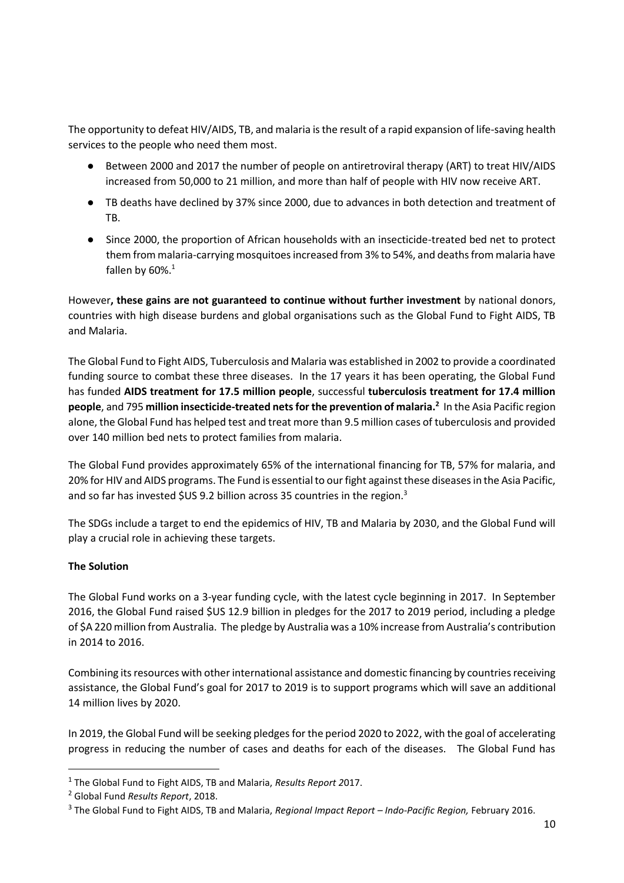The opportunity to defeat HIV/AIDS, TB, and malaria is the result of a rapid expansion of life-saving health services to the people who need them most.

- Between 2000 and 2017 the number of people on antiretroviral therapy (ART) to treat HIV/AIDS increased from 50,000 to 21 million, and more than half of people with HIV now receive ART.
- TB deaths have declined by 37% since 2000, due to advances in both detection and treatment of TB.
- Since 2000, the proportion of African households with an insecticide-treated bed net to protect them from malaria-carrying mosquitoes increased from 3% to 54%, and deaths from malaria have fallen by 60%.[1]

However**, these gains are not guaranteed to continue without further investment** by national donors, countries with high disease burdens and global organisations such as the Global Fund to Fight AIDS, TB and Malaria.

The Global Fund to Fight AIDS, Tuberculosis and Malaria was established in 2002 to provide a coordinated funding source to combat these three diseases. In the 17 years it has been operating, the Global Fund has funded **AIDS treatment for 17.5 million people**, successful **tuberculosis treatment for 17.4 million people**, and 795 **million insecticide-treated nets for the prevention of malaria.**[2] In the Asia Pacific region alone, the Global Fund has helped test and treat more than 9.5 million cases of tuberculosis and provided over 140 million bed nets to protect families from malaria.

The Global Fund provides approximately 65% of the international financing for TB, 57% for malaria, and 20% for HIV and AIDS programs. The Fund is essential to our fight against these diseases in the Asia Pacific, and so far has invested $US 9.2 billion across 35 countries in the region.[3]

The SDGs include a target to end the epidemics of HIV, TB and Malaria by 2030, and the Global Fund will play a crucial role in achieving these targets.

**The Solution**

The Global Fund works on a 3-year funding cycle, with the latest cycle beginning in 2017. In September 2016, the Global Fund raised $US 12.9 billion in pledges for the 2017 to 2019 period, including a pledge of $A 220 million from Australia. The pledge by Australia was a 10% increase from Australia's contribution in 2014 to 2016.

Combining its resources with other international assistance and domestic financing by countries receiving assistance, the Global Fund's goal for 2017 to 2019 is to support programs which will save an additional 14 million lives by 2020.

In 2019, the Global Fund will be seeking pledges for the period 2020 to 2022, with the goal of accelerating progress in reducing the number of cases and deaths for each of the diseases. The Global Fund has

[1] The Global Fund to Fight AIDS, TB and Malaria, *Results Report 2*017.

[2] Global Fund *Results Report*, 2018.

[3] The Global Fund to Fight AIDS, TB and Malaria, *Regional Impact Report – Indo-Pacific Region,* February 2016.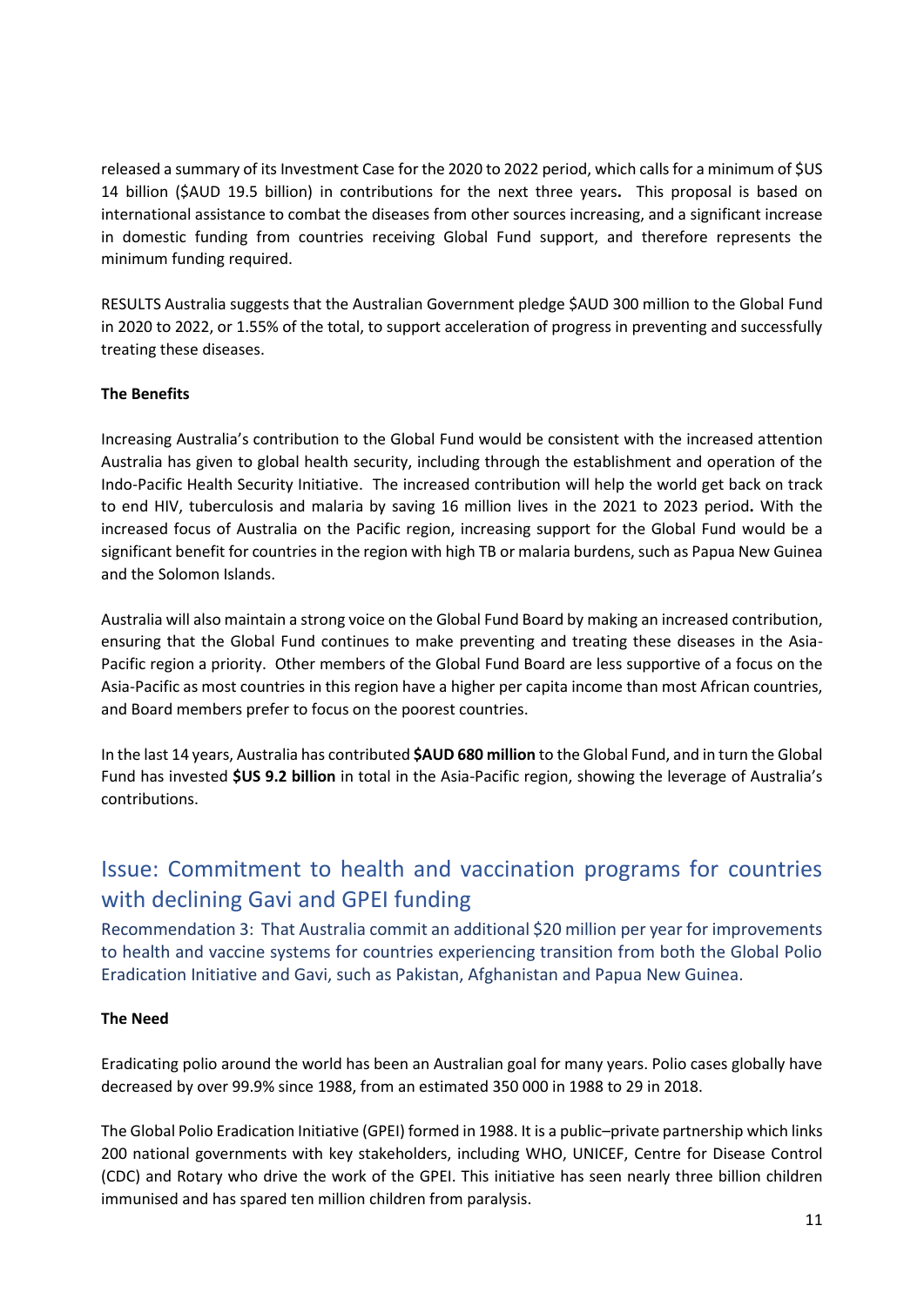released a summary of its Investment Case for the 2020 to 2022 period, which calls for a minimum of $US 14 billion ($AUD 19.5 billion) in contributions for the next three years**.** This proposal is based on international assistance to combat the diseases from other sources increasing, and a significant increase in domestic funding from countries receiving Global Fund support, and therefore represents the minimum funding required.

RESULTS Australia suggests that the Australian Government pledge $AUD 300 million to the Global Fund in 2020 to 2022, or 1.55% of the total, to support acceleration of progress in preventing and successfully treating these diseases.

**The Benefits**

Increasing Australia's contribution to the Global Fund would be consistent with the increased attention Australia has given to global health security, including through the establishment and operation of the Indo-Pacific Health Security Initiative. The increased contribution will help the world get back on track to end HIV, tuberculosis and malaria by saving 16 million lives in the 2021 to 2023 period**.** With the increased focus of Australia on the Pacific region, increasing support for the Global Fund would be a significant benefit for countries in the region with high TB or malaria burdens, such as Papua New Guinea and the Solomon Islands.

Australia will also maintain a strong voice on the Global Fund Board by making an increased contribution, ensuring that the Global Fund continues to make preventing and treating these diseases in the Asia-Pacific region a priority. Other members of the Global Fund Board are less supportive of a focus on the Asia-Pacific as most countries in this region have a higher per capita income than most African countries, and Board members prefer to focus on the poorest countries.

In the last 14 years, Australia has contributed **$AUD 680 million** to the Global Fund, and in turn the Global Fund has invested **$US 9.2 billion** in total in the Asia-Pacific region, showing the leverage of Australia's contributions.

## Issue: Commitment to health and vaccination programs for countries with declining Gavi and GPEI funding

Recommendation 3: That Australia commit an additional $20 million per year for improvements to health and vaccine systems for countries experiencing transition from both the Global Polio Eradication Initiative and Gavi, such as Pakistan, Afghanistan and Papua New Guinea.

**The Need**

Eradicating polio around the world has been an Australian goal for many years. Polio cases globally have decreased by over 99.9% since 1988, from an estimated 350 000 in 1988 to 29 in 2018.

The Global Polio Eradication Initiative (GPEI) formed in 1988. It is a public–private partnership which links 200 national governments with key stakeholders, including WHO, UNICEF, Centre for Disease Control (CDC) and Rotary who drive the work of the GPEI. This initiative has seen nearly three billion children immunised and has spared ten million children from paralysis.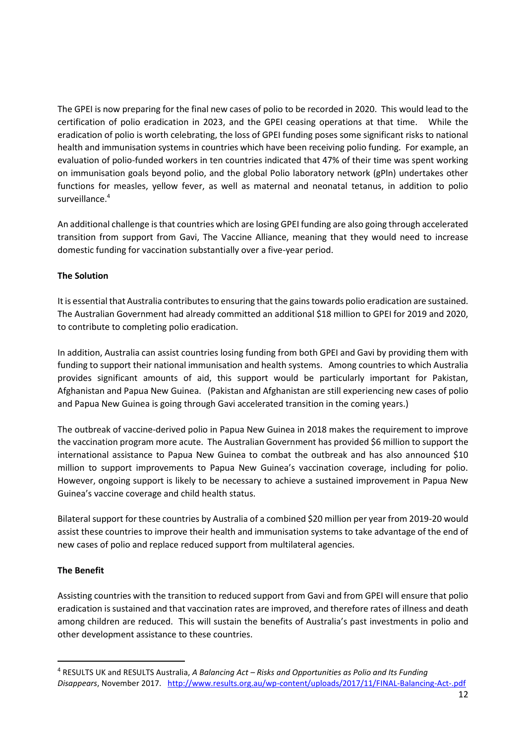The GPEI is now preparing for the final new cases of polio to be recorded in 2020. This would lead to the certification of polio eradication in 2023, and the GPEI ceasing operations at that time. While the eradication of polio is worth celebrating, the loss of GPEI funding poses some significant risks to national health and immunisation systems in countries which have been receiving polio funding. For example, an evaluation of polio-funded workers in ten countries indicated that 47% of their time was spent working on immunisation goals beyond polio, and the global Polio laboratory network (gPln) undertakes other functions for measles, yellow fever, as well as maternal and neonatal tetanus, in addition to polio surveillance.[4]

An additional challenge is that countries which are losing GPEI funding are also going through accelerated transition from support from Gavi, The Vaccine Alliance, meaning that they would need to increase domestic funding for vaccination substantially over a five-year period.

**The Solution**

It is essential that Australia contributes to ensuring that the gains towards polio eradication are sustained. The Australian Government had already committed an additional $18 million to GPEI for 2019 and 2020, to contribute to completing polio eradication.

In addition, Australia can assist countries losing funding from both GPEI and Gavi by providing them with funding to support their national immunisation and health systems. Among countries to which Australia provides significant amounts of aid, this support would be particularly important for Pakistan, Afghanistan and Papua New Guinea. (Pakistan and Afghanistan are still experiencing new cases of polio and Papua New Guinea is going through Gavi accelerated transition in the coming years.)

The outbreak of vaccine-derived polio in Papua New Guinea in 2018 makes the requirement to improve the vaccination program more acute. The Australian Government has provided $6 million to support the international assistance to Papua New Guinea to combat the outbreak and has also announced $10 million to support improvements to Papua New Guinea's vaccination coverage, including for polio. However, ongoing support is likely to be necessary to achieve a sustained improvement in Papua New Guinea's vaccine coverage and child health status.

Bilateral support for these countries by Australia of a combined $20 million per year from 2019-20 would assist these countries to improve their health and immunisation systems to take advantage of the end of new cases of polio and replace reduced support from multilateral agencies.

**The Benefit**

Assisting countries with the transition to reduced support from Gavi and from GPEI will ensure that polio eradication is sustained and that vaccination rates are improved, and therefore rates of illness and death among children are reduced. This will sustain the benefits of Australia's past investments in polio and other development assistance to these countries.

---

[4] RESULTS UK and RESULTS Australia, *A Balancing Act – Risks and Opportunities as Polio and Its Funding Disappears*, November 2017. http://www.results.org.au/wp-content/uploads/2017/11/FINAL-Balancing-Act-.pdf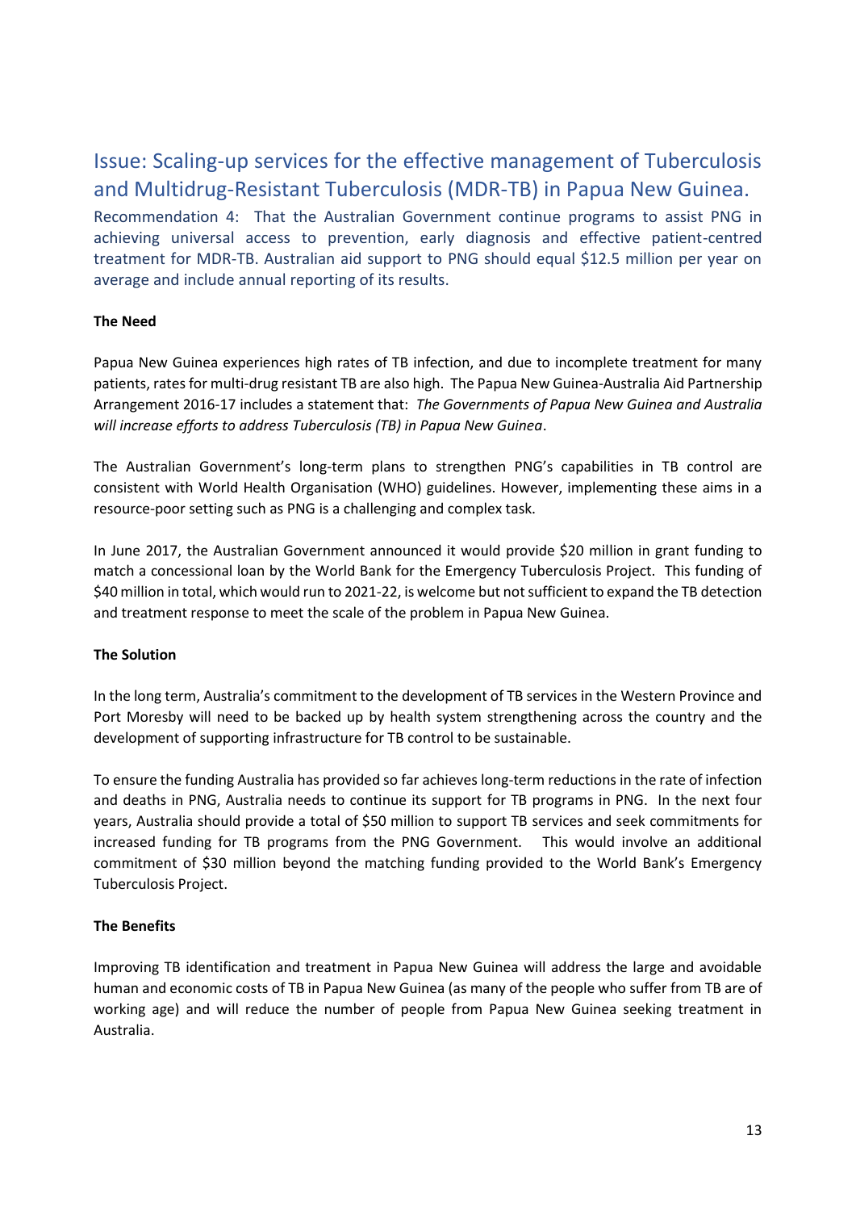## Issue: Scaling-up services for the effective management of Tuberculosis and Multidrug-Resistant Tuberculosis (MDR-TB) in Papua New Guinea.

Recommendation 4: That the Australian Government continue programs to assist PNG in achieving universal access to prevention, early diagnosis and effective patient-centred treatment for MDR-TB. Australian aid support to PNG should equal $12.5 million per year on average and include annual reporting of its results.

**The Need**

Papua New Guinea experiences high rates of TB infection, and due to incomplete treatment for many patients, rates for multi-drug resistant TB are also high. The Papua New Guinea-Australia Aid Partnership Arrangement 2016-17 includes a statement that: *The Governments of Papua New Guinea and Australia will increase efforts to address Tuberculosis (TB) in Papua New Guinea*.

The Australian Government's long-term plans to strengthen PNG's capabilities in TB control are consistent with World Health Organisation (WHO) guidelines. However, implementing these aims in a resource-poor setting such as PNG is a challenging and complex task.

In June 2017, the Australian Government announced it would provide $20 million in grant funding to match a concessional loan by the World Bank for the Emergency Tuberculosis Project. This funding of $40 million in total, which would run to 2021-22, is welcome but not sufficient to expand the TB detection and treatment response to meet the scale of the problem in Papua New Guinea.

**The Solution**

In the long term, Australia's commitment to the development of TB services in the Western Province and Port Moresby will need to be backed up by health system strengthening across the country and the development of supporting infrastructure for TB control to be sustainable.

To ensure the funding Australia has provided so far achieves long-term reductions in the rate of infection and deaths in PNG, Australia needs to continue its support for TB programs in PNG. In the next four years, Australia should provide a total of $50 million to support TB services and seek commitments for increased funding for TB programs from the PNG Government. This would involve an additional commitment of $30 million beyond the matching funding provided to the World Bank's Emergency Tuberculosis Project.

**The Benefits**

Improving TB identification and treatment in Papua New Guinea will address the large and avoidable human and economic costs of TB in Papua New Guinea (as many of the people who suffer from TB are of working age) and will reduce the number of people from Papua New Guinea seeking treatment in Australia.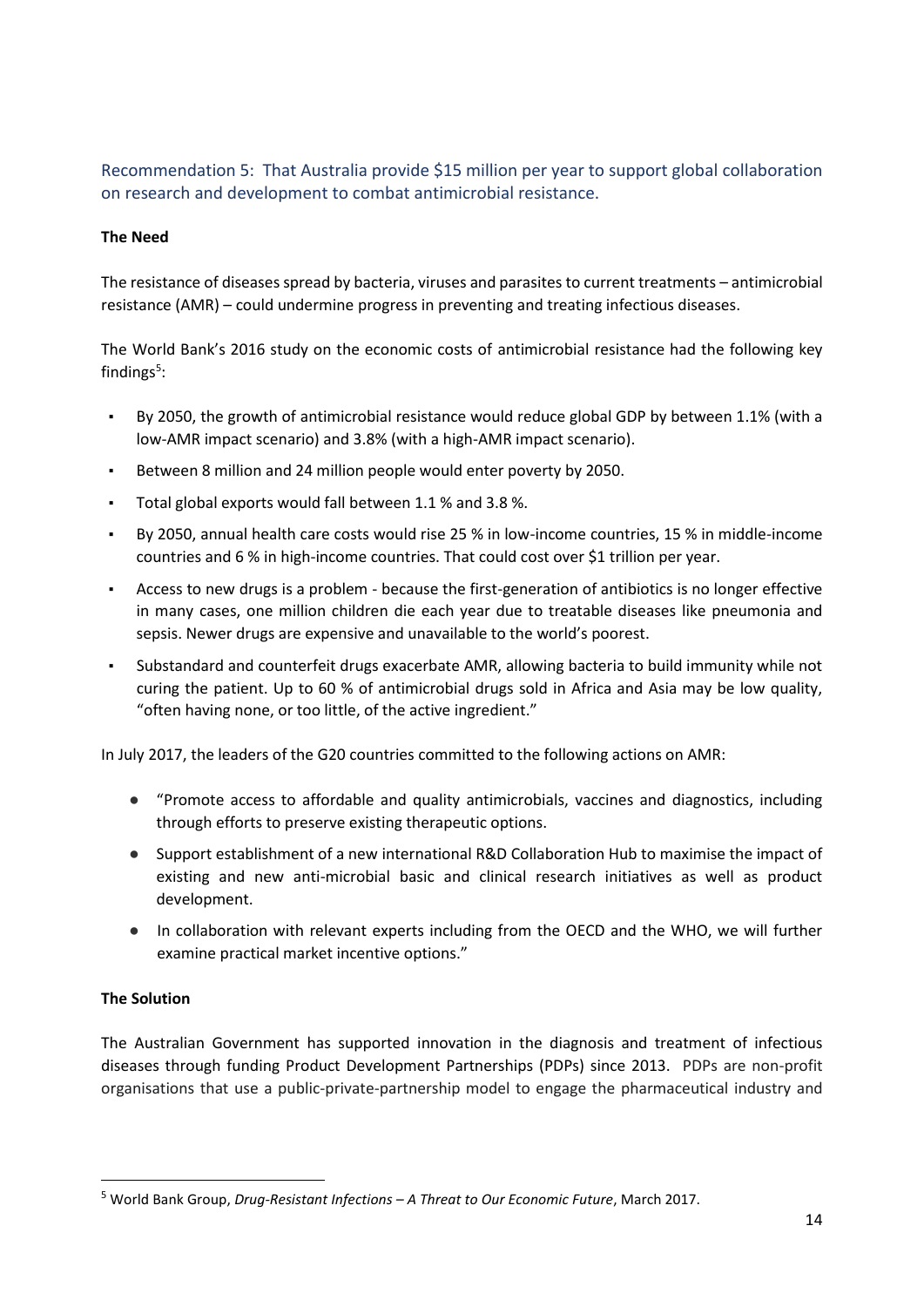## Recommendation 5: That Australia provide $15 million per year to support global collaboration on research and development to combat antimicrobial resistance.

**The Need**

The resistance of diseases spread by bacteria, viruses and parasites to current treatments – antimicrobial resistance (AMR) – could undermine progress in preventing and treating infectious diseases.

The World Bank's 2016 study on the economic costs of antimicrobial resistance had the following key findings[5]:

- By 2050, the growth of antimicrobial resistance would reduce global GDP by between 1.1% (with a low-AMR impact scenario) and 3.8% (with a high-AMR impact scenario).
- Between 8 million and 24 million people would enter poverty by 2050.
- Total global exports would fall between 1.1 % and 3.8 %.
- By 2050, annual health care costs would rise 25 % in low-income countries, 15 % in middle-income countries and 6 % in high-income countries. That could cost over $1 trillion per year.
- Access to new drugs is a problem - because the first-generation of antibiotics is no longer effective in many cases, one million children die each year due to treatable diseases like pneumonia and sepsis. Newer drugs are expensive and unavailable to the world's poorest.
- Substandard and counterfeit drugs exacerbate AMR, allowing bacteria to build immunity while not curing the patient. Up to 60 % of antimicrobial drugs sold in Africa and Asia may be low quality, "often having none, or too little, of the active ingredient."

In July 2017, the leaders of the G20 countries committed to the following actions on AMR:

- "Promote access to affordable and quality antimicrobials, vaccines and diagnostics, including through efforts to preserve existing therapeutic options.
- Support establishment of a new international R&D Collaboration Hub to maximise the impact of existing and new anti-microbial basic and clinical research initiatives as well as product development.
- In collaboration with relevant experts including from the OECD and the WHO, we will further examine practical market incentive options."

**The Solution**

The Australian Government has supported innovation in the diagnosis and treatment of infectious diseases through funding Product Development Partnerships (PDPs) since 2013. PDPs are non-profit organisations that use a public-private-partnership model to engage the pharmaceutical industry and

---

[5] World Bank Group, *Drug-Resistant Infections – A Threat to Our Economic Future*, March 2017.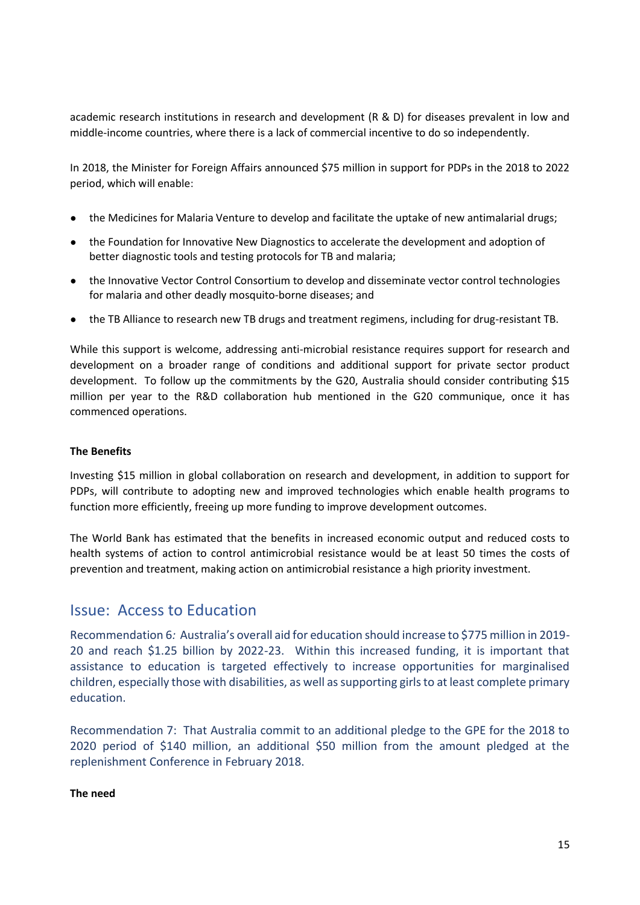academic research institutions in research and development (R & D) for diseases prevalent in low and middle-income countries, where there is a lack of commercial incentive to do so independently.

In 2018, the Minister for Foreign Affairs announced $75 million in support for PDPs in the 2018 to 2022 period, which will enable:

- the Medicines for Malaria Venture to develop and facilitate the uptake of new antimalarial drugs;
- the Foundation for Innovative New Diagnostics to accelerate the development and adoption of better diagnostic tools and testing protocols for TB and malaria;
- the Innovative Vector Control Consortium to develop and disseminate vector control technologies for malaria and other deadly mosquito-borne diseases; and
- the TB Alliance to research new TB drugs and treatment regimens, including for drug-resistant TB.

While this support is welcome, addressing anti-microbial resistance requires support for research and development on a broader range of conditions and additional support for private sector product development. To follow up the commitments by the G20, Australia should consider contributing $15 million per year to the R&D collaboration hub mentioned in the G20 communique, once it has commenced operations.

**The Benefits**

Investing $15 million in global collaboration on research and development, in addition to support for PDPs, will contribute to adopting new and improved technologies which enable health programs to function more efficiently, freeing up more funding to improve development outcomes.

The World Bank has estimated that the benefits in increased economic output and reduced costs to health systems of action to control antimicrobial resistance would be at least 50 times the costs of prevention and treatment, making action on antimicrobial resistance a high priority investment.

## Issue: Access to Education

Recommendation 6*:* Australia's overall aid for education should increase to $775 million in 2019-20 and reach $1.25 billion by 2022-23. Within this increased funding, it is important that assistance to education is targeted effectively to increase opportunities for marginalised children, especially those with disabilities, as well as supporting girls to at least complete primary education.

Recommendation 7: That Australia commit to an additional pledge to the GPE for the 2018 to 2020 period of $140 million, an additional $50 million from the amount pledged at the replenishment Conference in February 2018.

**The need**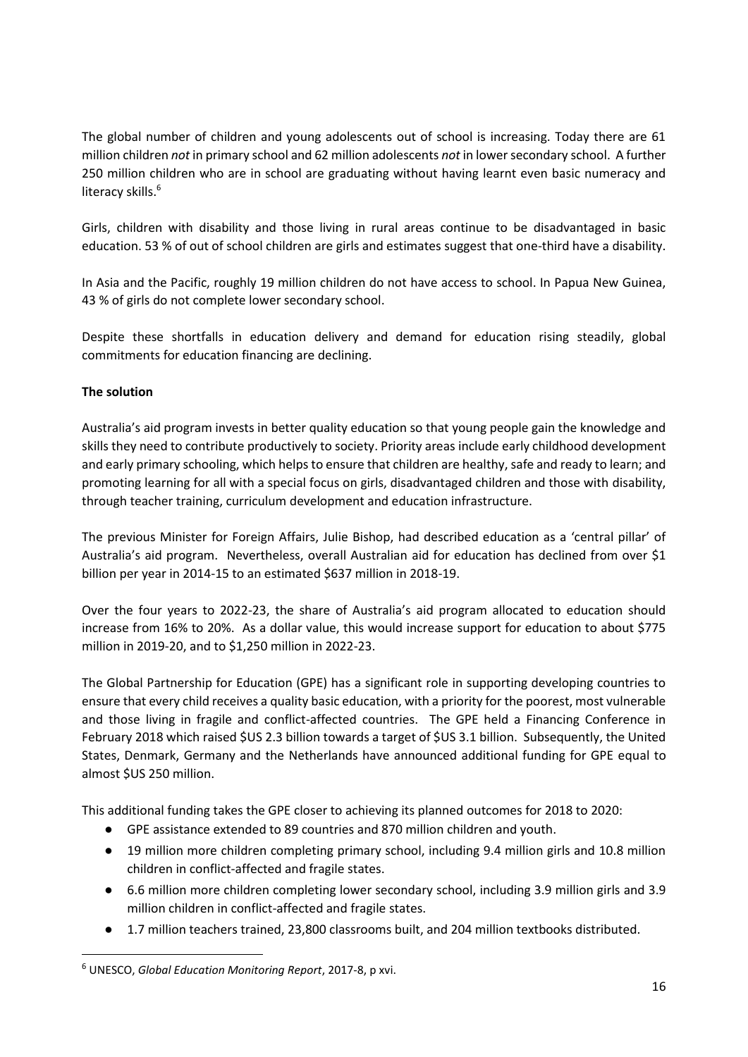The global number of children and young adolescents out of school is increasing. Today there are 61 million children *not* in primary school and 62 million adolescents *not* in lower secondary school. A further 250 million children who are in school are graduating without having learnt even basic numeracy and literacy skills.[6]

Girls, children with disability and those living in rural areas continue to be disadvantaged in basic education. 53 % of out of school children are girls and estimates suggest that one-third have a disability.

In Asia and the Pacific, roughly 19 million children do not have access to school. In Papua New Guinea, 43 % of girls do not complete lower secondary school.

Despite these shortfalls in education delivery and demand for education rising steadily, global commitments for education financing are declining.

**The solution**

Australia's aid program invests in better quality education so that young people gain the knowledge and skills they need to contribute productively to society. Priority areas include early childhood development and early primary schooling, which helps to ensure that children are healthy, safe and ready to learn; and promoting learning for all with a special focus on girls, disadvantaged children and those with disability, through teacher training, curriculum development and education infrastructure.

The previous Minister for Foreign Affairs, Julie Bishop, had described education as a 'central pillar' of Australia's aid program. Nevertheless, overall Australian aid for education has declined from over $1 billion per year in 2014-15 to an estimated $637 million in 2018-19.

Over the four years to 2022-23, the share of Australia's aid program allocated to education should increase from 16% to 20%. As a dollar value, this would increase support for education to about $775 million in 2019-20, and to $1,250 million in 2022-23.

The Global Partnership for Education (GPE) has a significant role in supporting developing countries to ensure that every child receives a quality basic education, with a priority for the poorest, most vulnerable and those living in fragile and conflict-affected countries. The GPE held a Financing Conference in February 2018 which raised $US 2.3 billion towards a target of $US 3.1 billion. Subsequently, the United States, Denmark, Germany and the Netherlands have announced additional funding for GPE equal to almost $US 250 million.

This additional funding takes the GPE closer to achieving its planned outcomes for 2018 to 2020:

- GPE assistance extended to 89 countries and 870 million children and youth.
- 19 million more children completing primary school, including 9.4 million girls and 10.8 million children in conflict-affected and fragile states.
- 6.6 million more children completing lower secondary school, including 3.9 million girls and 3.9 million children in conflict-affected and fragile states.
- 1.7 million teachers trained, 23,800 classrooms built, and 204 million textbooks distributed.

---

[6] UNESCO, *Global Education Monitoring Report*, 2017-8, p xvi.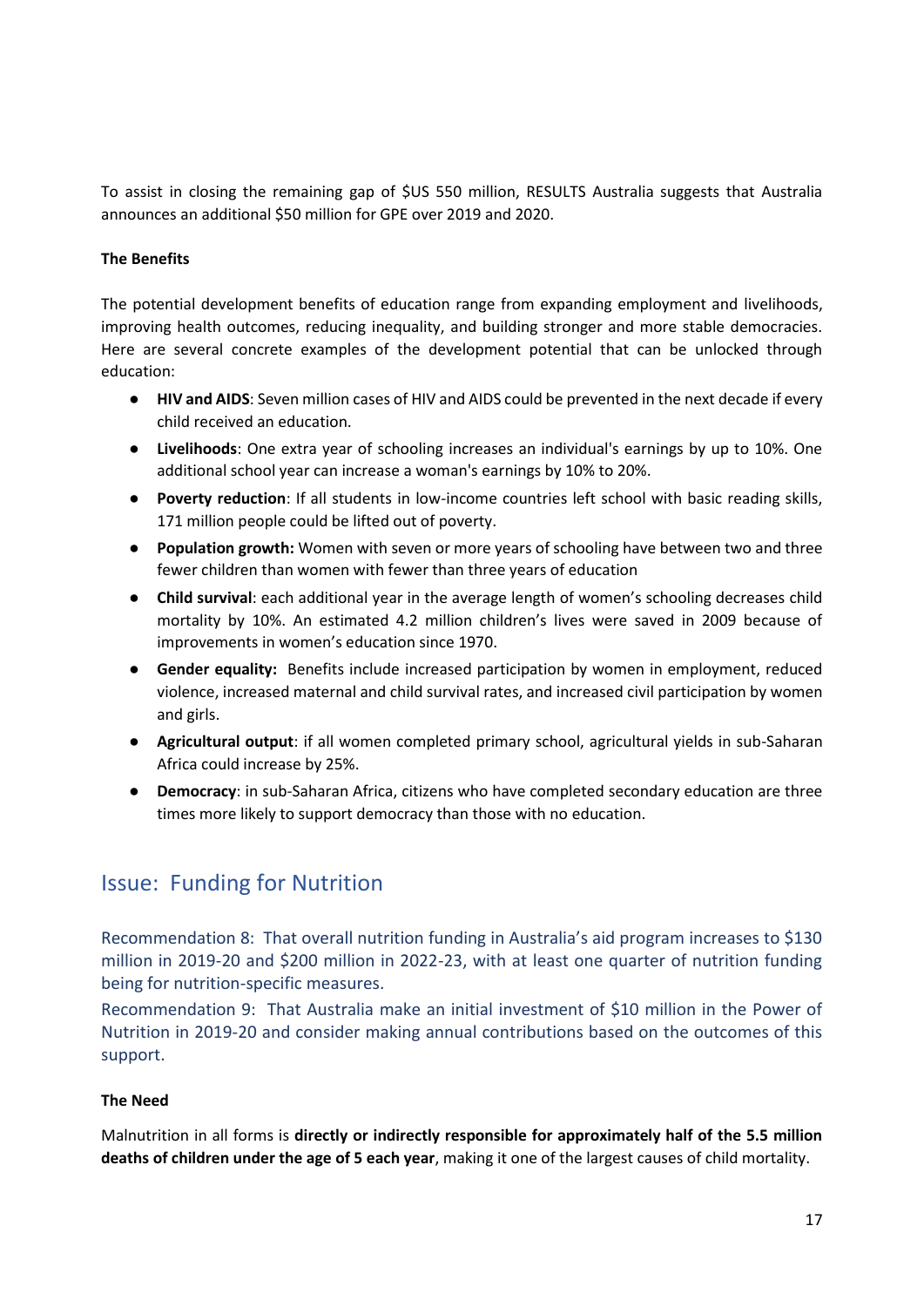To assist in closing the remaining gap of $US 550 million, RESULTS Australia suggests that Australia announces an additional $50 million for GPE over 2019 and 2020.

**The Benefits**

The potential development benefits of education range from expanding employment and livelihoods, improving health outcomes, reducing inequality, and building stronger and more stable democracies. Here are several concrete examples of the development potential that can be unlocked through education:

- **HIV and AIDS**: Seven million cases of HIV and AIDS could be prevented in the next decade if every child received an education.
- **Livelihoods**: One extra year of schooling increases an individual's earnings by up to 10%. One additional school year can increase a woman's earnings by 10% to 20%.
- **Poverty reduction**: If all students in low-income countries left school with basic reading skills, 171 million people could be lifted out of poverty.
- **Population growth:** Women with seven or more years of schooling have between two and three fewer children than women with fewer than three years of education
- **Child survival**: each additional year in the average length of women's schooling decreases child mortality by 10%. An estimated 4.2 million children's lives were saved in 2009 because of improvements in women's education since 1970.
- **Gender equality:** Benefits include increased participation by women in employment, reduced violence, increased maternal and child survival rates, and increased civil participation by women and girls.
- **Agricultural output**: if all women completed primary school, agricultural yields in sub-Saharan Africa could increase by 25%.
- **Democracy**: in sub-Saharan Africa, citizens who have completed secondary education are three times more likely to support democracy than those with no education.

## Issue: Funding for Nutrition

Recommendation 8: That overall nutrition funding in Australia's aid program increases to $130 million in 2019-20 and $200 million in 2022-23, with at least one quarter of nutrition funding being for nutrition-specific measures.

Recommendation 9: That Australia make an initial investment of $10 million in the Power of Nutrition in 2019-20 and consider making annual contributions based on the outcomes of this support.

**The Need**

Malnutrition in all forms is **directly or indirectly responsible for approximately half of the 5.5 million deaths of children under the age of 5 each year**, making it one of the largest causes of child mortality.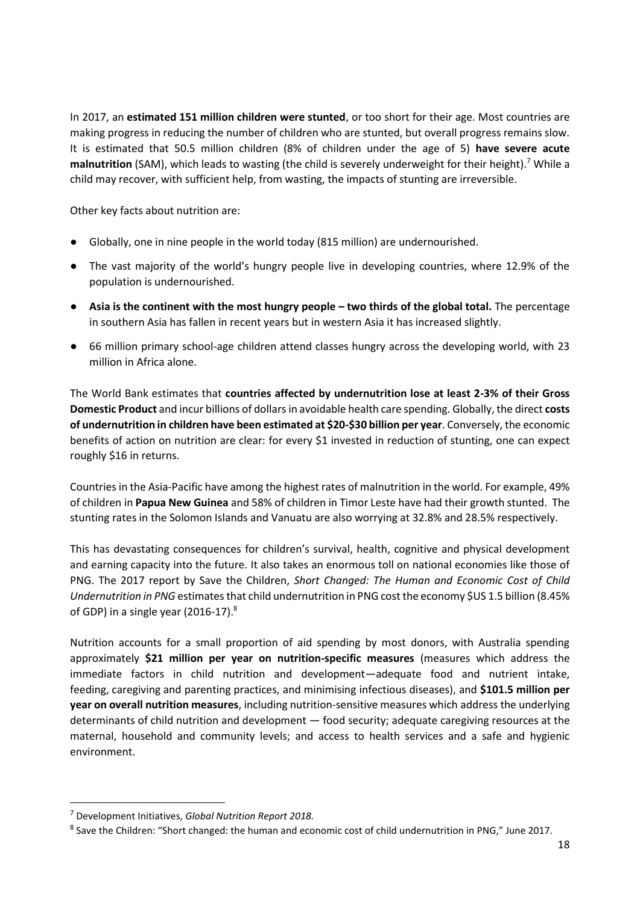In 2017, an **estimated 151 million children were stunted**, or too short for their age. Most countries are making progress in reducing the number of children who are stunted, but overall progress remains slow. It is estimated that 50.5 million children (8% of children under the age of 5) **have severe acute malnutrition** (SAM), which leads to wasting (the child is severely underweight for their height).[7] While a child may recover, with sufficient help, from wasting, the impacts of stunting are irreversible.

Other key facts about nutrition are:

- Globally, one in nine people in the world today (815 million) are undernourished.
- The vast majority of the world's hungry people live in developing countries, where 12.9% of the population is undernourished.
- **Asia is the continent with the most hungry people – two thirds of the global total.** The percentage in southern Asia has fallen in recent years but in western Asia it has increased slightly.
- 66 million primary school-age children attend classes hungry across the developing world, with 23 million in Africa alone.

The World Bank estimates that **countries affected by undernutrition lose at least 2-3% of their Gross Domestic Product** and incur billions of dollars in avoidable health care spending. Globally, the direct **costs of undernutrition in children have been estimated at $20-$30 billion per year**. Conversely, the economic benefits of action on nutrition are clear: for every $1 invested in reduction of stunting, one can expect roughly $16 in returns.

Countries in the Asia-Pacific have among the highest rates of malnutrition in the world. For example, 49% of children in **Papua New Guinea** and 58% of children in Timor Leste have had their growth stunted. The stunting rates in the Solomon Islands and Vanuatu are also worrying at 32.8% and 28.5% respectively.

This has devastating consequences for children's survival, health, cognitive and physical development and earning capacity into the future. It also takes an enormous toll on national economies like those of PNG. The 2017 report by Save the Children, *Short Changed: The Human and Economic Cost of Child Undernutrition in PNG* estimates that child undernutrition in PNG cost the economy $US 1.5 billion (8.45% of GDP) in a single year (2016-17).[8]

Nutrition accounts for a small proportion of aid spending by most donors, with Australia spending approximately **$21 million per year on nutrition-specific measures** (measures which address the immediate factors in child nutrition and development—adequate food and nutrient intake, feeding, caregiving and parenting practices, and minimising infectious diseases), and **$101.5 million per year on overall nutrition measures**, including nutrition-sensitive measures which address the underlying determinants of child nutrition and development — food security; adequate caregiving resources at the maternal, household and community levels; and access to health services and a safe and hygienic environment.

---

[7] Development Initiatives, *Global Nutrition Report 2018.*

[8] Save the Children: "Short changed: the human and economic cost of child undernutrition in PNG," June 2017.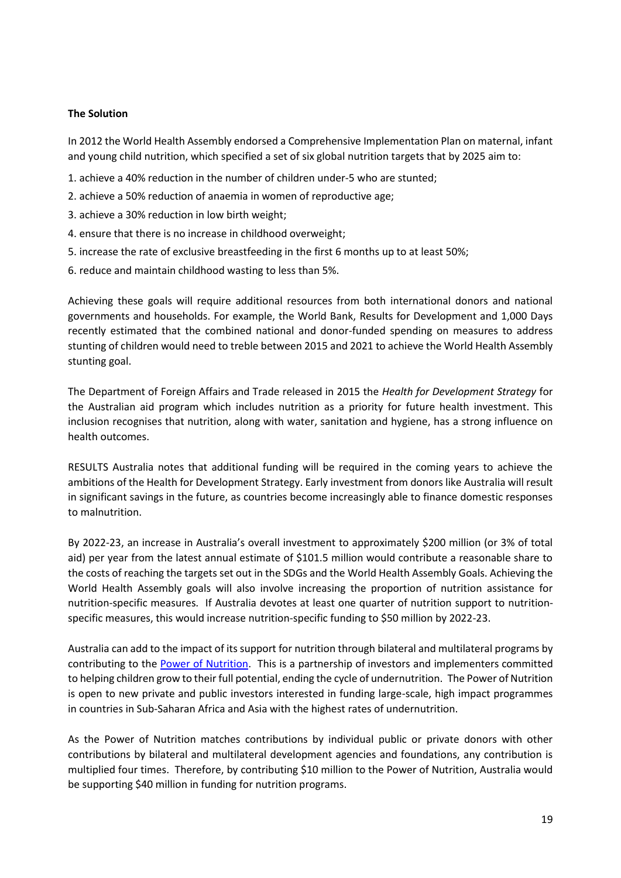**The Solution**

In 2012 the World Health Assembly endorsed a Comprehensive Implementation Plan on maternal, infant and young child nutrition, which specified a set of six global nutrition targets that by 2025 aim to:

1. achieve a 40% reduction in the number of children under-5 who are stunted;
2. achieve a 50% reduction of anaemia in women of reproductive age;
3. achieve a 30% reduction in low birth weight;
4. ensure that there is no increase in childhood overweight;
5. increase the rate of exclusive breastfeeding in the first 6 months up to at least 50%;
6. reduce and maintain childhood wasting to less than 5%.

Achieving these goals will require additional resources from both international donors and national governments and households. For example, the World Bank, Results for Development and 1,000 Days recently estimated that the combined national and donor-funded spending on measures to address stunting of children would need to treble between 2015 and 2021 to achieve the World Health Assembly stunting goal.

The Department of Foreign Affairs and Trade released in 2015 the *Health for Development Strategy* for the Australian aid program which includes nutrition as a priority for future health investment. This inclusion recognises that nutrition, along with water, sanitation and hygiene, has a strong influence on health outcomes.

RESULTS Australia notes that additional funding will be required in the coming years to achieve the ambitions of the Health for Development Strategy. Early investment from donors like Australia will result in significant savings in the future, as countries become increasingly able to finance domestic responses to malnutrition.

By 2022-23, an increase in Australia's overall investment to approximately $200 million (or 3% of total aid) per year from the latest annual estimate of $101.5 million would contribute a reasonable share to the costs of reaching the targets set out in the SDGs and the World Health Assembly Goals. Achieving the World Health Assembly goals will also involve increasing the proportion of nutrition assistance for nutrition-specific measures. If Australia devotes at least one quarter of nutrition support to nutrition-specific measures, this would increase nutrition-specific funding to $50 million by 2022-23.

Australia can add to the impact of its support for nutrition through bilateral and multilateral programs by contributing to the Power of Nutrition. This is a partnership of investors and implementers committed to helping children grow to their full potential, ending the cycle of undernutrition. The Power of Nutrition is open to new private and public investors interested in funding large-scale, high impact programmes in countries in Sub-Saharan Africa and Asia with the highest rates of undernutrition.

As the Power of Nutrition matches contributions by individual public or private donors with other contributions by bilateral and multilateral development agencies and foundations, any contribution is multiplied four times. Therefore, by contributing $10 million to the Power of Nutrition, Australia would be supporting $40 million in funding for nutrition programs.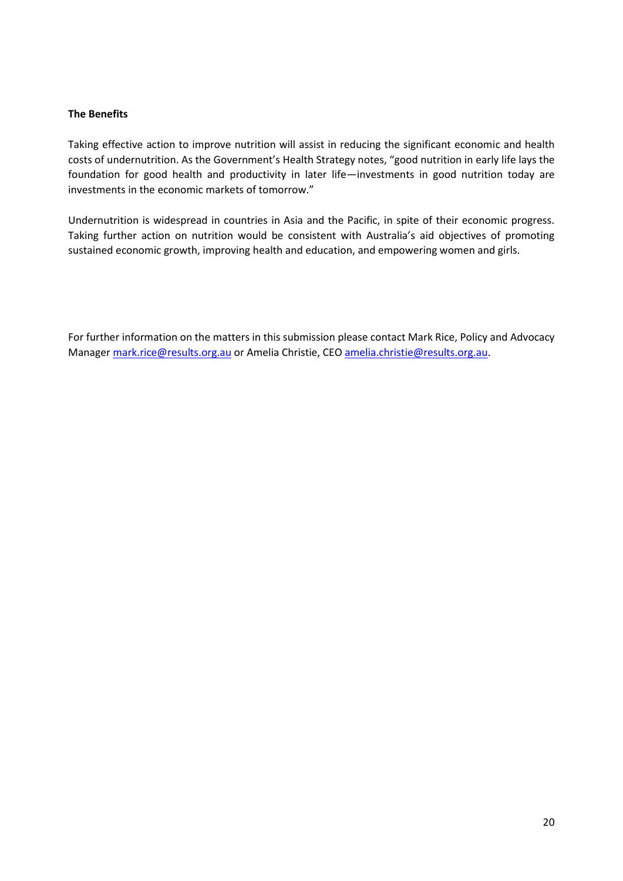**The Benefits**

Taking effective action to improve nutrition will assist in reducing the significant economic and health costs of undernutrition. As the Government's Health Strategy notes, "good nutrition in early life lays the foundation for good health and productivity in later life—investments in good nutrition today are investments in the economic markets of tomorrow."

Undernutrition is widespread in countries in Asia and the Pacific, in spite of their economic progress. Taking further action on nutrition would be consistent with Australia's aid objectives of promoting sustained economic growth, improving health and education, and empowering women and girls.

For further information on the matters in this submission please contact Mark Rice, Policy and Advocacy Manager mark.rice@results.org.au or Amelia Christie, CEO amelia.christie@results.org.au.